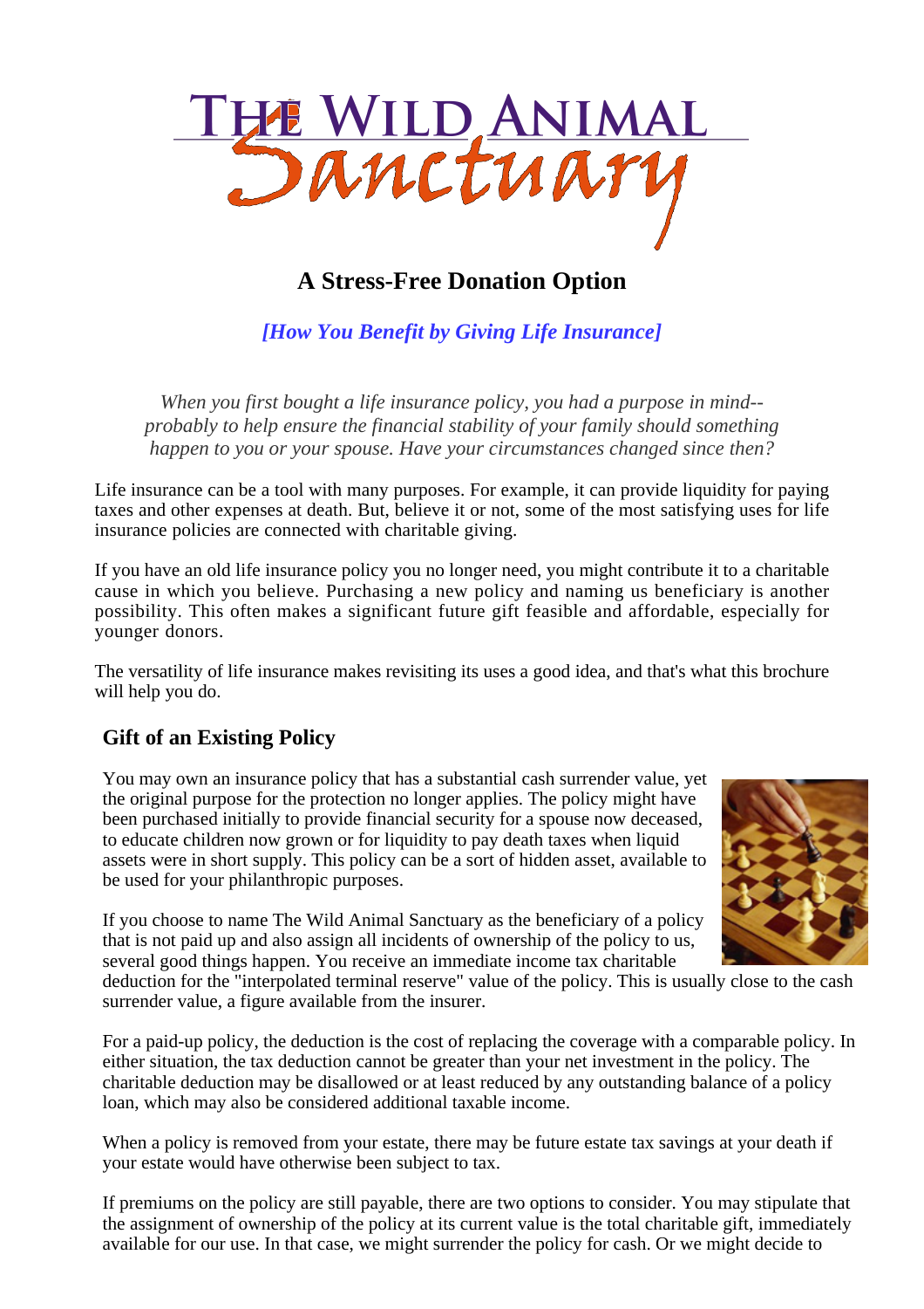# The Wild Animal Sanctuary

## A Stress-Free Donation Option

*[How You Benefit by Giving Life Insurance]*

*When you first bought a life insurance policy, you had a purpose in mind--probably to help ensure the financial stability of your family should something happen to you or your spouse. Have your circumstances changed since then?*

Life insurance can be a tool with many purposes. For example, it can provide liquidity for paying taxes and other expenses at death. But, believe it or not, some of the most satisfying uses for life insurance policies are connected with charitable giving.

If you have an old life insurance policy you no longer need, you might contribute it to a charitable cause in which you believe. Purchasing a new policy and naming us beneficiary is another possibility. This often makes a significant future gift feasible and affordable, especially for younger donors.

The versatility of life insurance makes revisiting its uses a good idea, and that's what this brochure will help you do.

### Gift of an Existing Policy

You may own an insurance policy that has a substantial cash surrender value, yet the original purpose for the protection no longer applies. The policy might have been purchased initially to provide financial security for a spouse now deceased, to educate children now grown or for liquidity to pay death taxes when liquid assets were in short supply. This policy can be a sort of hidden asset, available to be used for your philanthropic purposes.

If you choose to name The Wild Animal Sanctuary as the beneficiary of a policy that is not paid up and also assign all incidents of ownership of the policy to us, several good things happen. You receive an immediate income tax charitable deduction for the "interpolated terminal reserve" value of the policy. This is usually close to the cash surrender value, a figure available from the insurer.

For a paid-up policy, the deduction is the cost of replacing the coverage with a comparable policy. In either situation, the tax deduction cannot be greater than your net investment in the policy. The charitable deduction may be disallowed or at least reduced by any outstanding balance of a policy loan, which may also be considered additional taxable income.

When a policy is removed from your estate, there may be future estate tax savings at your death if your estate would have otherwise been subject to tax.

If premiums on the policy are still payable, there are two options to consider. You may stipulate that the assignment of ownership of the policy at its current value is the total charitable gift, immediately available for our use. In that case, we might surrender the policy for cash. Or we might decide to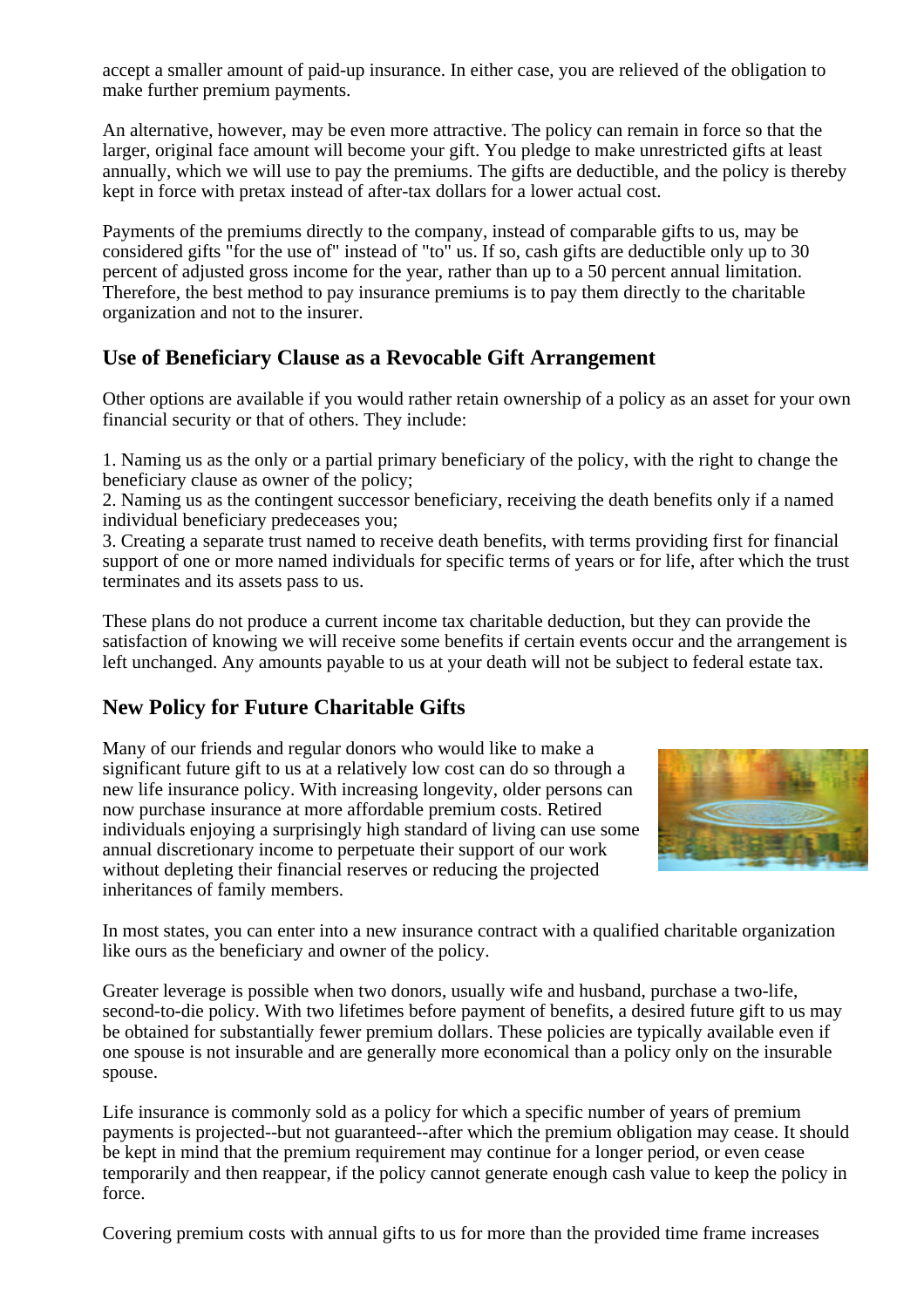accept a smaller amount of paid-up insurance. In either case, you are relieved of the obligation to make further premium payments.

An alternative, however, may be even more attractive. The policy can remain in force so that the larger, original face amount will become your gift. You pledge to make unrestricted gifts at least annually, which we will use to pay the premiums. The gifts are deductible, and the policy is thereby kept in force with pretax instead of after-tax dollars for a lower actual cost.

Payments of the premiums directly to the company, instead of comparable gifts to us, may be considered gifts "for the use of" instead of "to" us. If so, cash gifts are deductible only up to 30 percent of adjusted gross income for the year, rather than up to a 50 percent annual limitation. Therefore, the best method to pay insurance premiums is to pay them directly to the charitable organization and not to the insurer.

## Use of Beneficiary Clause as a Revocable Gift Arrangement

Other options are available if you would rather retain ownership of a policy as an asset for your own financial security or that of others. They include:

1. Naming us as the only or a partial primary beneficiary of the policy, with the right to change the beneficiary clause as owner of the policy;
2. Naming us as the contingent successor beneficiary, receiving the death benefits only if a named individual beneficiary predeceases you;
3. Creating a separate trust named to receive death benefits, with terms providing first for financial support of one or more named individuals for specific terms of years or for life, after which the trust terminates and its assets pass to us.

These plans do not produce a current income tax charitable deduction, but they can provide the satisfaction of knowing we will receive some benefits if certain events occur and the arrangement is left unchanged. Any amounts payable to us at your death will not be subject to federal estate tax.

## New Policy for Future Charitable Gifts

Many of our friends and regular donors who would like to make a significant future gift to us at a relatively low cost can do so through a new life insurance policy. With increasing longevity, older persons can now purchase insurance at more affordable premium costs. Retired individuals enjoying a surprisingly high standard of living can use some annual discretionary income to perpetuate their support of our work without depleting their financial reserves or reducing the projected inheritances of family members.

In most states, you can enter into a new insurance contract with a qualified charitable organization like ours as the beneficiary and owner of the policy.

Greater leverage is possible when two donors, usually wife and husband, purchase a two-life, second-to-die policy. With two lifetimes before payment of benefits, a desired future gift to us may be obtained for substantially fewer premium dollars. These policies are typically available even if one spouse is not insurable and are generally more economical than a policy only on the insurable spouse.

Life insurance is commonly sold as a policy for which a specific number of years of premium payments is projected--but not guaranteed--after which the premium obligation may cease. It should be kept in mind that the premium requirement may continue for a longer period, or even cease temporarily and then reappear, if the policy cannot generate enough cash value to keep the policy in force.

Covering premium costs with annual gifts to us for more than the provided time frame increases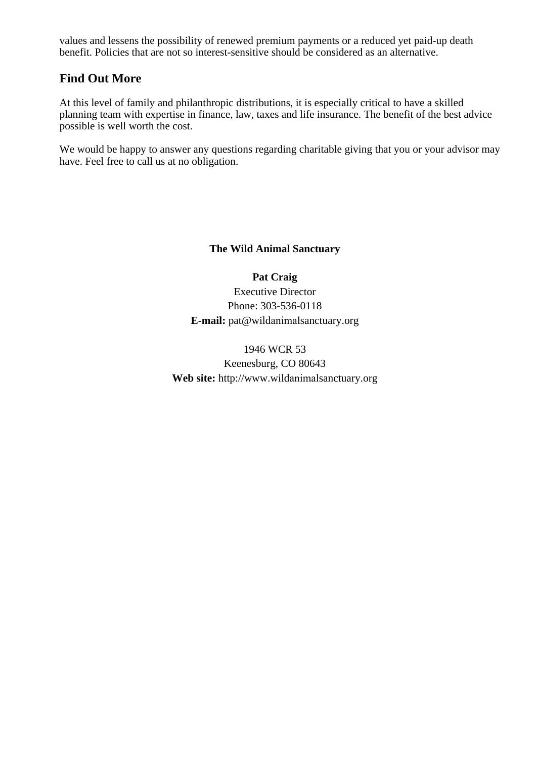values and lessens the possibility of renewed premium payments or a reduced yet paid-up death benefit. Policies that are not so interest-sensitive should be considered as an alternative.

## Find Out More

At this level of family and philanthropic distributions, it is especially critical to have a skilled planning team with expertise in finance, law, taxes and life insurance. The benefit of the best advice possible is well worth the cost.

We would be happy to answer any questions regarding charitable giving that you or your advisor may have. Feel free to call us at no obligation.

**The Wild Animal Sanctuary**

**Pat Craig**
Executive Director
Phone: 303-536-0118
**E-mail:** pat@wildanimalsanctuary.org

1946 WCR 53
Keenesburg, CO 80643
**Web site:** http://www.wildanimalsanctuary.org